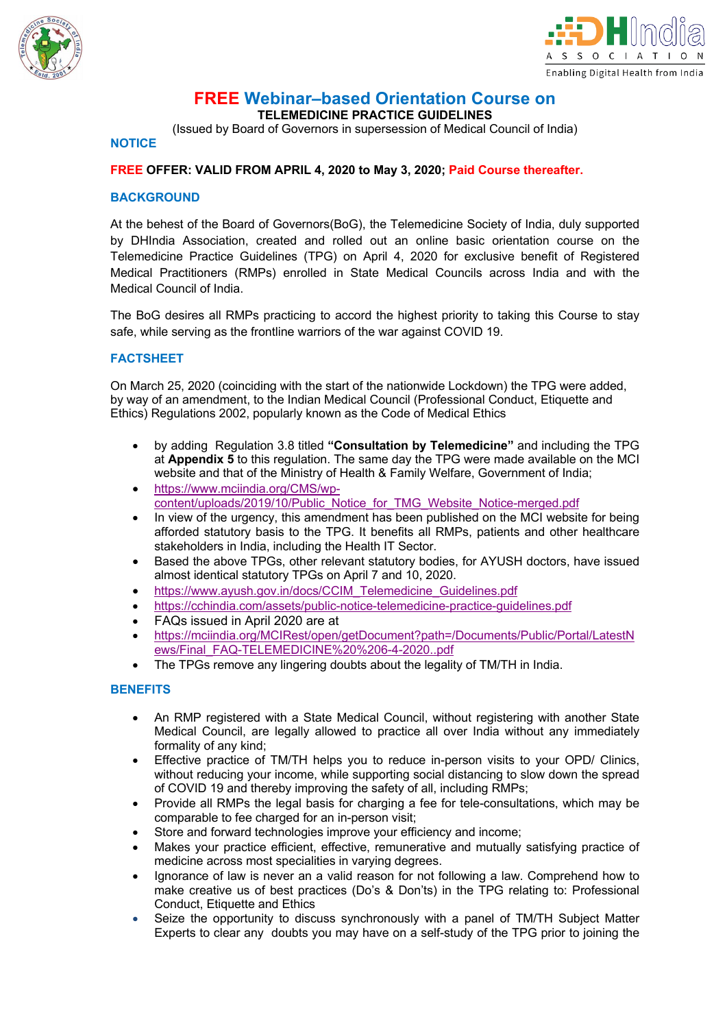# FREE Webinar–based Orientation Course on

**TELEMEDICINE PRACTICE GUIDELINES**

(Issued by Board of Governors in supersession of Medical Council of India)

## NOTICE

**FREE OFFER: VALID FROM APRIL 4, 2020 to May 3, 2020; Paid Course thereafter.**

## BACKGROUND

At the behest of the Board of Governors(BoG), the Telemedicine Society of India, duly supported by DHIndia Association, created and rolled out an online basic orientation course on the Telemedicine Practice Guidelines (TPG) on April 4, 2020 for exclusive benefit of Registered Medical Practitioners (RMPs) enrolled in State Medical Councils across India and with the Medical Council of India.

The BoG desires all RMPs practicing to accord the highest priority to taking this Course to stay safe, while serving as the frontline warriors of the war against COVID 19.

## FACTSHEET

On March 25, 2020 (coinciding with the start of the nationwide Lockdown) the TPG were added, by way of an amendment, to the Indian Medical Council (Professional Conduct, Etiquette and Ethics) Regulations 2002, popularly known as the Code of Medical Ethics

- by adding Regulation 3.8 titled **"Consultation by Telemedicine"** and including the TPG at **Appendix 5** to this regulation. The same day the TPG were made available on the MCI website and that of the Ministry of Health & Family Welfare, Government of India;
- https://www.mciindia.org/CMS/wp-content/uploads/2019/10/Public_Notice_for_TMG_Website_Notice-merged.pdf
- In view of the urgency, this amendment has been published on the MCI website for being afforded statutory basis to the TPG. It benefits all RMPs, patients and other healthcare stakeholders in India, including the Health IT Sector.
- Based the above TPGs, other relevant statutory bodies, for AYUSH doctors, have issued almost identical statutory TPGs on April 7 and 10, 2020.
- https://www.ayush.gov.in/docs/CCIM_Telemedicine_Guidelines.pdf
- https://cchindia.com/assets/public-notice-telemedicine-practice-guidelines.pdf
- FAQs issued in April 2020 are at
- https://mciindia.org/MCIRest/open/getDocument?path=/Documents/Public/Portal/LatestNews/Final_FAQ-TELEMEDICINE%20%206-4-2020..pdf
- The TPGs remove any lingering doubts about the legality of TM/TH in India.

## BENEFITS

- An RMP registered with a State Medical Council, without registering with another State Medical Council, are legally allowed to practice all over India without any immediately formality of any kind;
- Effective practice of TM/TH helps you to reduce in-person visits to your OPD/ Clinics, without reducing your income, while supporting social distancing to slow down the spread of COVID 19 and thereby improving the safety of all, including RMPs;
- Provide all RMPs the legal basis for charging a fee for tele-consultations, which may be comparable to fee charged for an in-person visit;
- Store and forward technologies improve your efficiency and income;
- Makes your practice efficient, effective, remunerative and mutually satisfying practice of medicine across most specialities in varying degrees.
- Ignorance of law is never an a valid reason for not following a law. Comprehend how to make creative us of best practices (Do's & Don'ts) in the TPG relating to: Professional Conduct, Etiquette and Ethics
- Seize the opportunity to discuss synchronously with a panel of TM/TH Subject Matter Experts to clear any doubts you may have on a self-study of the TPG prior to joining the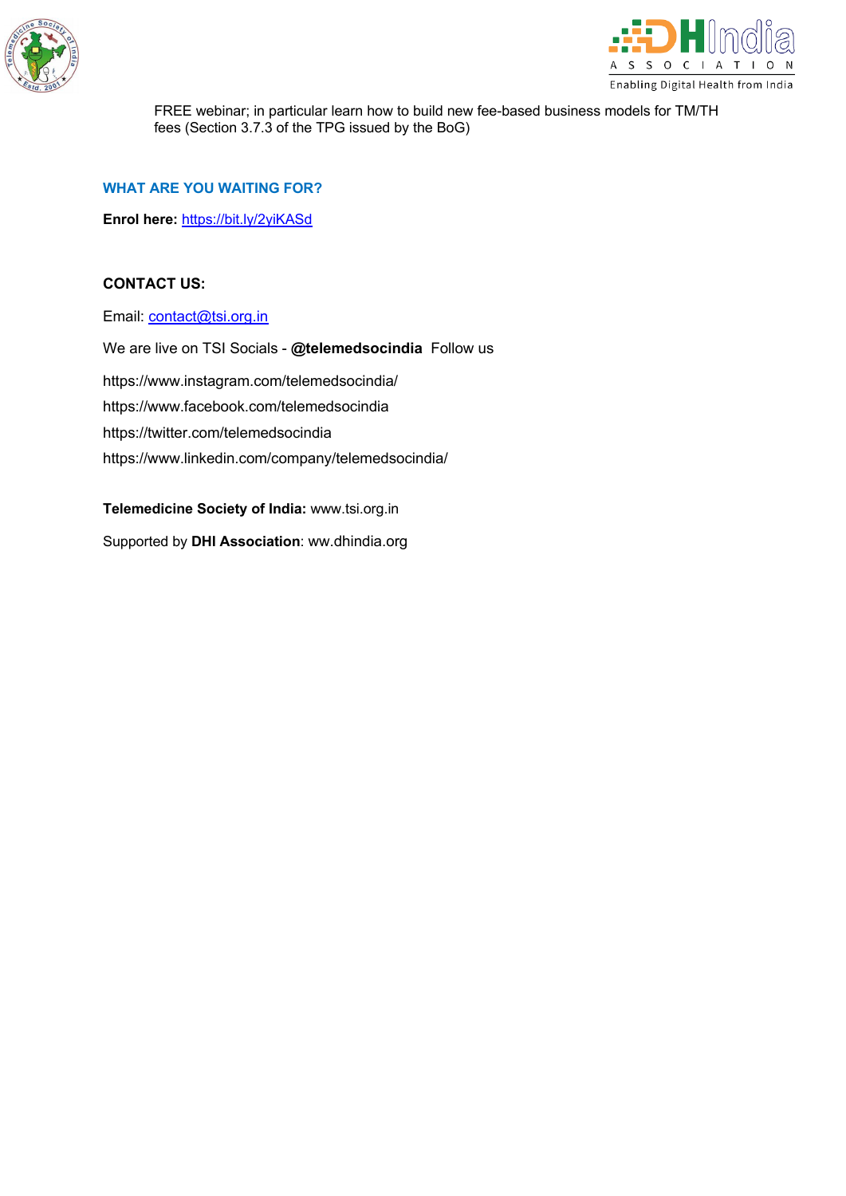FREE webinar; in particular learn how to build new fee-based business models for TM/TH fees (Section 3.7.3 of the TPG issued by the BoG)

## WHAT ARE YOU WAITING FOR?

**Enrol here:** https://bit.ly/2yiKASd

## CONTACT US:

Email: contact@tsi.org.in

We are live on TSI Socials - **@telemedsocindia** Follow us

https://www.instagram.com/telemedsocindia/

https://www.facebook.com/telemedsocindia

https://twitter.com/telemedsocindia

https://www.linkedin.com/company/telemedsocindia/

**Telemedicine Society of India:** www.tsi.org.in

Supported by **DHI Association**: ww.dhindia.org